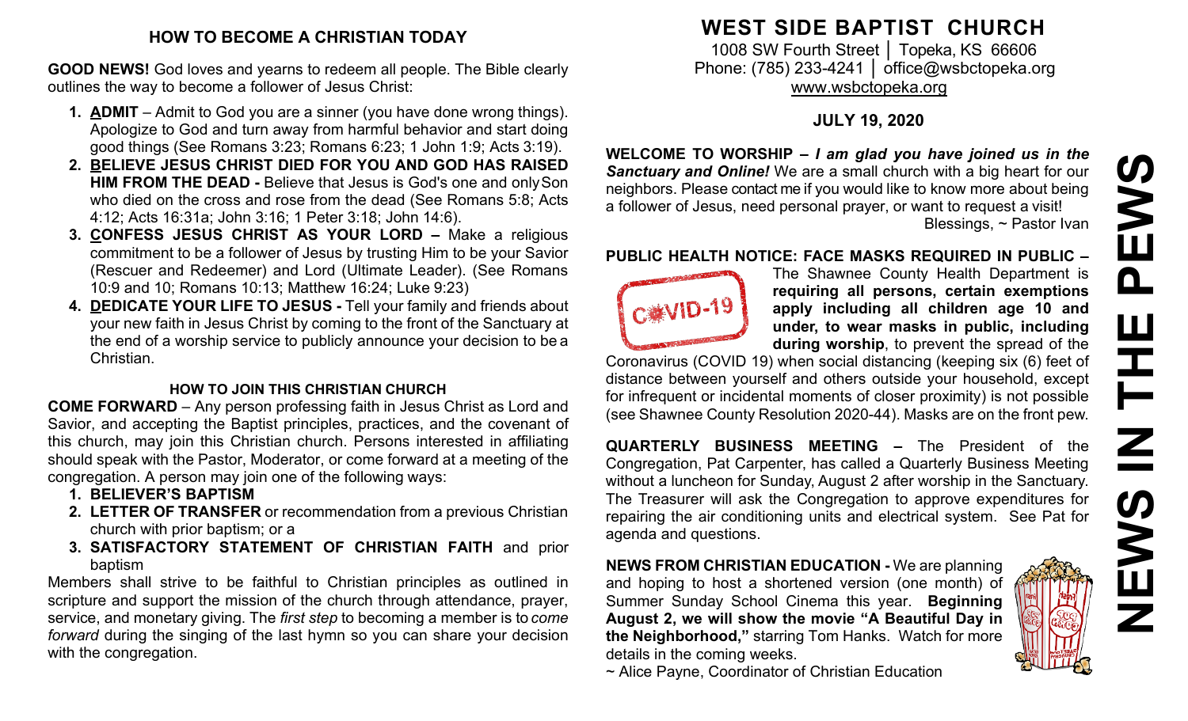## HOW TO BECOME A CHRISTIAN TODAY

**GOOD NEWS!** God loves and yearns to redeem all people. The Bible clearly outlines the way to become a follower of Jesus Christ:

1. **ADMIT** – Admit to God you are a sinner (you have done wrong things). Apologize to God and turn away from harmful behavior and start doing good things (See Romans 3:23; Romans 6:23; 1 John 1:9; Acts 3:19).
2. **BELIEVE JESUS CHRIST DIED FOR YOU AND GOD HAS RAISED HIM FROM THE DEAD -** Believe that Jesus is God's one and only Son who died on the cross and rose from the dead (See Romans 5:8; Acts 4:12; Acts 16:31a; John 3:16; 1 Peter 3:18; John 14:6).
3. **CONFESS JESUS CHRIST AS YOUR LORD –** Make a religious commitment to be a follower of Jesus by trusting Him to be your Savior (Rescuer and Redeemer) and Lord (Ultimate Leader). (See Romans 10:9 and 10; Romans 10:13; Matthew 16:24; Luke 9:23)
4. **DEDICATE YOUR LIFE TO JESUS -** Tell your family and friends about your new faith in Jesus Christ by coming to the front of the Sanctuary at the end of a worship service to publicly announce your decision to be a Christian.

### HOW TO JOIN THIS CHRISTIAN CHURCH

**COME FORWARD** – Any person professing faith in Jesus Christ as Lord and Savior, and accepting the Baptist principles, practices, and the covenant of this church, may join this Christian church. Persons interested in affiliating should speak with the Pastor, Moderator, or come forward at a meeting of the congregation. A person may join one of the following ways:

1. **BELIEVER'S BAPTISM**
2. **LETTER OF TRANSFER** or recommendation from a previous Christian church with prior baptism; or a
3. **SATISFACTORY STATEMENT OF CHRISTIAN FAITH** and prior baptism

Members shall strive to be faithful to Christian principles as outlined in scripture and support the mission of the church through attendance, prayer, service, and monetary giving. The *first step* to becoming a member is to *come forward* during the singing of the last hymn so you can share your decision with the congregation.

# WEST SIDE BAPTIST CHURCH

1008 SW Fourth Street │ Topeka, KS 66606
Phone: (785) 233-4241 │ office@wsbctopeka.org
www.wsbctopeka.org

**JULY 19, 2020**

# NEWS IN THE PEWS

**WELCOME TO WORSHIP –** ***I am glad you have joined us in the Sanctuary and Online!*** We are a small church with a big heart for our neighbors. Please contact me if you would like to know more about being a follower of Jesus, need personal prayer, or want to request a visit!
Blessings, ~ Pastor Ivan

**PUBLIC HEALTH NOTICE: FACE MASKS REQUIRED IN PUBLIC –** The Shawnee County Health Department is **requiring all persons, certain exemptions apply including all children age 10 and under, to wear masks in public, including during worship**, to prevent the spread of the Coronavirus (COVID 19) when social distancing (keeping six (6) feet of distance between yourself and others outside your household, except for infrequent or incidental moments of closer proximity) is not possible (see Shawnee County Resolution 2020-44). Masks are on the front pew.

**QUARTERLY BUSINESS MEETING –** The President of the Congregation, Pat Carpenter, has called a Quarterly Business Meeting without a luncheon for Sunday, August 2 after worship in the Sanctuary. The Treasurer will ask the Congregation to approve expenditures for repairing the air conditioning units and electrical system. See Pat for agenda and questions.

**NEWS FROM CHRISTIAN EDUCATION -** We are planning and hoping to host a shortened version (one month) of Summer Sunday School Cinema this year. **Beginning August 2, we will show the movie "A Beautiful Day in the Neighborhood,"** starring Tom Hanks. Watch for more details in the coming weeks.
~ Alice Payne, Coordinator of Christian Education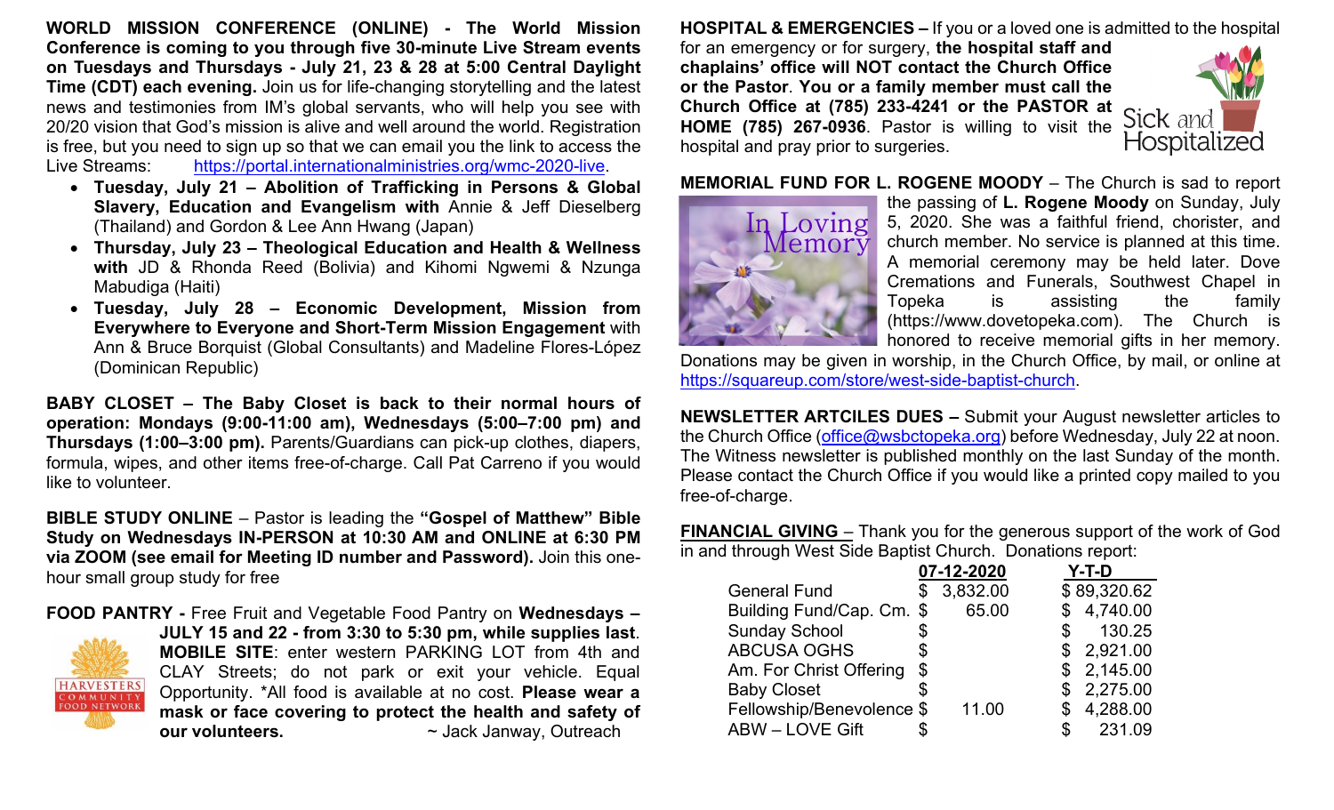**WORLD MISSION CONFERENCE (ONLINE) - The World Mission Conference is coming to you through five 30-minute Live Stream events on Tuesdays and Thursdays - July 21, 23 & 28 at 5:00 Central Daylight Time (CDT) each evening.** Join us for life-changing storytelling and the latest news and testimonies from IM's global servants, who will help you see with 20/20 vision that God's mission is alive and well around the world. Registration is free, but you need to sign up so that we can email you the link to access the Live Streams: https://portal.internationalministries.org/wmc-2020-live.

- **Tuesday, July 21 – Abolition of Trafficking in Persons & Global Slavery, Education and Evangelism with** Annie & Jeff Dieselberg (Thailand) and Gordon & Lee Ann Hwang (Japan)
- **Thursday, July 23 – Theological Education and Health & Wellness with** JD & Rhonda Reed (Bolivia) and Kihomi Ngwemi & Nzunga Mabudiga (Haiti)
- **Tuesday, July 28 – Economic Development, Mission from Everywhere to Everyone and Short-Term Mission Engagement** with Ann & Bruce Borquist (Global Consultants) and Madeline Flores-López (Dominican Republic)

**BABY CLOSET – The Baby Closet is back to their normal hours of operation: Mondays (9:00-11:00 am), Wednesdays (5:00–7:00 pm) and Thursdays (1:00–3:00 pm).** Parents/Guardians can pick-up clothes, diapers, formula, wipes, and other items free-of-charge. Call Pat Carreno if you would like to volunteer.

**BIBLE STUDY ONLINE** – Pastor is leading the **"Gospel of Matthew" Bible Study on Wednesdays IN-PERSON at 10:30 AM and ONLINE at 6:30 PM via ZOOM (see email for Meeting ID number and Password).** Join this one-hour small group study for free

**FOOD PANTRY -** Free Fruit and Vegetable Food Pantry on **Wednesdays – JULY 15 and 22 - from 3:30 to 5:30 pm, while supplies last**. **MOBILE SITE**: enter western PARKING LOT from 4th and CLAY Streets; do not park or exit your vehicle. Equal Opportunity. *All food is available at no cost. **Please wear a mask or face covering to protect the health and safety of our volunteers.** ~ Jack Janway, Outreach

**HOSPITAL & EMERGENCIES –** If you or a loved one is admitted to the hospital for an emergency or for surgery, **the hospital staff and chaplains' office will NOT contact the Church Office or the Pastor**. **You or a family member must call the Church Office at (785) 233-4241 or the PASTOR at HOME (785) 267-0936**. Pastor is willing to visit the hospital and pray prior to surgeries.

**MEMORIAL FUND FOR L. ROGENE MOODY** – The Church is sad to report the passing of **L. Rogene Moody** on Sunday, July 5, 2020. She was a faithful friend, chorister, and church member. No service is planned at this time. A memorial ceremony may be held later. Dove Cremations and Funerals, Southwest Chapel in Topeka is assisting the family (https://www.dovetopeka.com). The Church is honored to receive memorial gifts in her memory. Donations may be given in worship, in the Church Office, by mail, or online at https://squareup.com/store/west-side-baptist-church.

**NEWSLETTER ARTCILES DUES –** Submit your August newsletter articles to the Church Office (office@wsbctopeka.org) before Wednesday, July 22 at noon. The Witness newsletter is published monthly on the last Sunday of the month. Please contact the Church Office if you would like a printed copy mailed to you free-of-charge.

**FINANCIAL GIVING** – Thank you for the generous support of the work of God in and through West Side Baptist Church. Donations report:

| | 07-12-2020 | Y-T-D |
|---|---|---|
| General Fund | $ 3,832.00 | $ 89,320.62 |
| Building Fund/Cap. Cm. | $ 65.00 | $ 4,740.00 |
| Sunday School | $ | $ 130.25 |
| ABCUSA OGHS | $ | $ 2,921.00 |
| Am. For Christ Offering | $ | $ 2,145.00 |
| Baby Closet | $ | $ 2,275.00 |
| Fellowship/Benevolence | $ 11.00 | $ 4,288.00 |
| ABW – LOVE Gift | $ | $ 231.09 |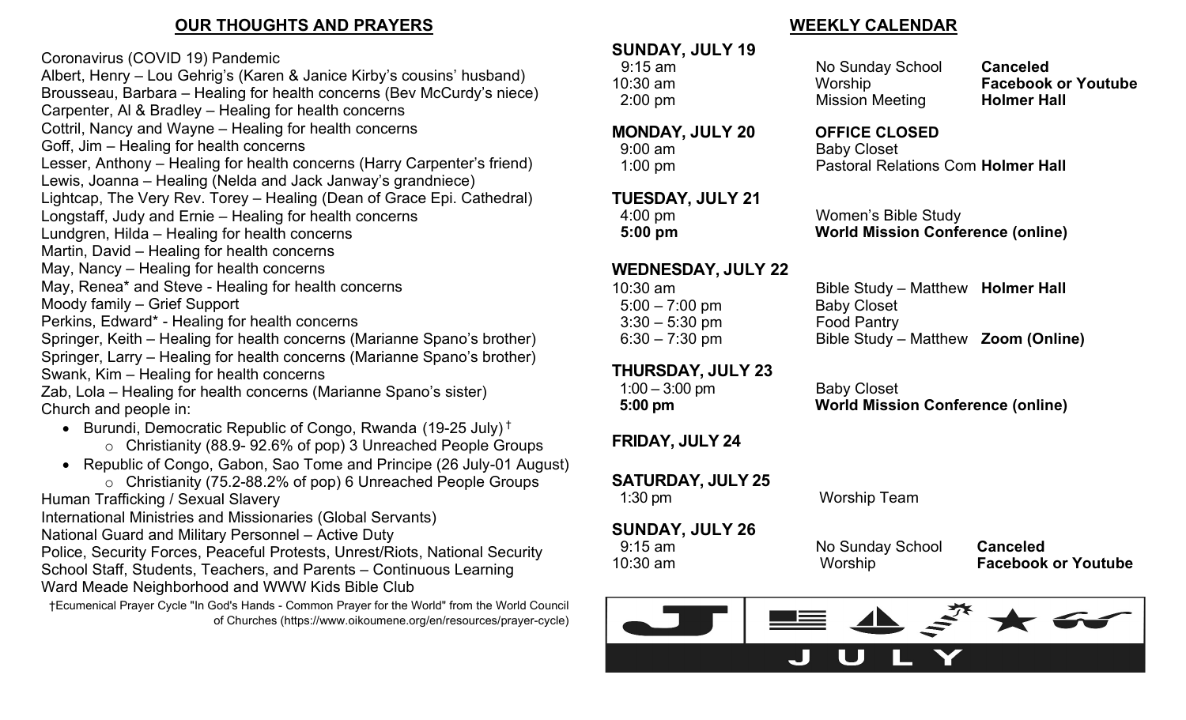## OUR THOUGHTS AND PRAYERS

Coronavirus (COVID 19) Pandemic
Albert, Henry – Lou Gehrig's (Karen & Janice Kirby's cousins' husband)
Brousseau, Barbara – Healing for health concerns (Bev McCurdy's niece)
Carpenter, Al & Bradley – Healing for health concerns
Cottril, Nancy and Wayne – Healing for health concerns
Goff, Jim – Healing for health concerns
Lesser, Anthony – Healing for health concerns (Harry Carpenter's friend)
Lewis, Joanna – Healing (Nelda and Jack Janway's grandniece)
Lightcap, The Very Rev. Torey – Healing (Dean of Grace Epi. Cathedral)
Longstaff, Judy and Ernie – Healing for health concerns
Lundgren, Hilda – Healing for health concerns
Martin, David – Healing for health concerns
May, Nancy – Healing for health concerns
May, Renea* and Steve - Healing for health concerns
Moody family – Grief Support
Perkins, Edward* - Healing for health concerns
Springer, Keith – Healing for health concerns (Marianne Spano's brother)
Springer, Larry – Healing for health concerns (Marianne Spano's brother)
Swank, Kim – Healing for health concerns
Zab, Lola – Healing for health concerns (Marianne Spano's sister)
Church and people in:

- Burundi, Democratic Republic of Congo, Rwanda (19-25 July) †
  - Christianity (88.9- 92.6% of pop) 3 Unreached People Groups
- Republic of Congo, Gabon, Sao Tome and Principe (26 July-01 August)
  - Christianity (75.2-88.2% of pop) 6 Unreached People Groups

Human Trafficking / Sexual Slavery
International Ministries and Missionaries (Global Servants)
National Guard and Military Personnel – Active Duty
Police, Security Forces, Peaceful Protests, Unrest/Riots, National Security
School Staff, Students, Teachers, and Parents – Continuous Learning
Ward Meade Neighborhood and WWW Kids Bible Club

†Ecumenical Prayer Cycle "In God's Hands - Common Prayer for the World" from the World Council of Churches (https://www.oikoumene.org/en/resources/prayer-cycle)

## WEEKLY CALENDAR

**SUNDAY, JULY 19**

| | | |
|---|---|---|
| 9:15 am | No Sunday School | **Canceled** |
| 10:30 am | Worship | **Facebook or Youtube** |
| 2:00 pm | Mission Meeting | **Holmer Hall** |

**MONDAY, JULY 20** — **OFFICE CLOSED**

| | | |
|---|---|---|
| 9:00 am | Baby Closet | |
| 1:00 pm | Pastoral Relations Com | **Holmer Hall** |

**TUESDAY, JULY 21**

| | | |
|---|---|---|
| 4:00 pm | Women's Bible Study | |
| **5:00 pm** | **World Mission Conference (online)** | |

**WEDNESDAY, JULY 22**

| | | |
|---|---|---|
| 10:30 am | Bible Study – Matthew | **Holmer Hall** |
| 5:00 – 7:00 pm | Baby Closet | |
| 3:30 – 5:30 pm | Food Pantry | |
| 6:30 – 7:30 pm | Bible Study – Matthew | **Zoom (Online)** |

**THURSDAY, JULY 23**

| | | |
|---|---|---|
| 1:00 – 3:00 pm | Baby Closet | |
| **5:00 pm** | **World Mission Conference (online)** | |

**FRIDAY, JULY 24**

**SATURDAY, JULY 25**

| | | |
|---|---|---|
| 1:30 pm | Worship Team | |

**SUNDAY, JULY 26**

| | | |
|---|---|---|
| 9:15 am | No Sunday School | **Canceled** |
| 10:30 am | Worship | **Facebook or Youtube** |

JULY